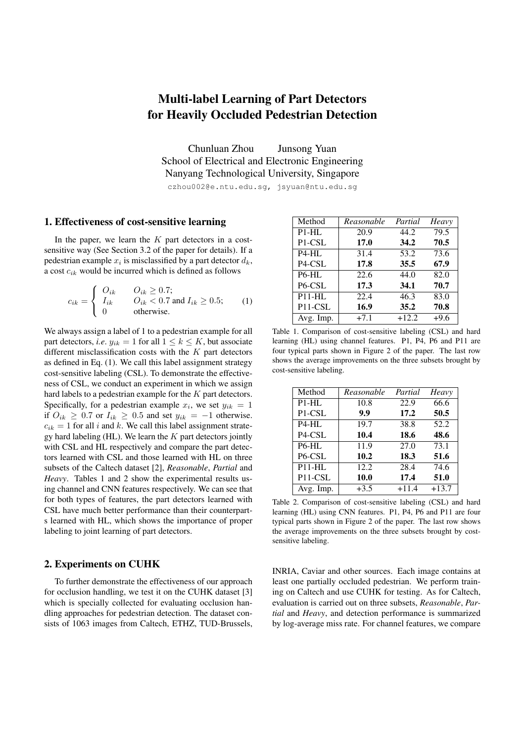# Multi-label Learning of Part Detectors for Heavily Occluded Pedestrian Detection

Chunluan Zhou Junsong Yuan
School of Electrical and Electronic Engineering
Nanyang Technological University, Singapore

czhou002@e.ntu.edu.sg, jsyuan@ntu.edu.sg

## 1. Effectiveness of cost-sensitive learning

In the paper, we learn the $K$ part detectors in a cost-sensitive way (See Section 3.2 of the paper for details). If a pedestrian example $x_i$ is misclassified by a part detector $d_k$, a cost $c_{ik}$ would be incurred which is defined as follows

$$c_{ik} = \begin{cases} O_{ik} & O_{ik} \geq 0.7; \\ I_{ik} & O_{ik} < 0.7 \text{ and } I_{ik} \geq 0.5; \\ 0 & \text{otherwise.} \end{cases} \quad (1)$$

We always assign a label of 1 to a pedestrian example for all part detectors, *i.e*. $y_{ik} = 1$ for all $1 \leq k \leq K$, but associate different misclassification costs with the $K$ part detectors as defined in Eq. (1). We call this label assignment strategy cost-sensitive labeling (CSL). To demonstrate the effectiveness of CSL, we conduct an experiment in which we assign hard labels to a pedestrian example for the $K$ part detectors. Specifically, for a pedestrian example $x_i$, we set $y_{ik} = 1$ if $O_{ik} \geq 0.7$ or $I_{ik} \geq 0.5$ and set $y_{ik} = -1$ otherwise. $c_{ik} = 1$ for all $i$ and $k$. We call this label assignment strategy hard labeling (HL). We learn the $K$ part detectors jointly with CSL and HL respectively and compare the part detectors learned with CSL and those learned with HL on three subsets of the Caltech dataset [2], *Reasonable*, *Partial* and *Heavy*. Tables 1 and 2 show the experimental results using channel and CNN features respectively. We can see that for both types of features, the part detectors learned with CSL have much better performance than their counterparts learned with HL, which shows the importance of proper labeling to joint learning of part detectors.

| Method | *Reasonable* | *Partial* | *Heavy* |
|---|---|---|---|
| P1-HL | 20.9 | 44.2 | 79.5 |
| P1-CSL | **17.0** | **34.2** | **70.5** |
| P4-HL | 31.4 | 53.2 | 73.6 |
| P4-CSL | **17.8** | **35.5** | **67.9** |
| P6-HL | 22.6 | 44.0 | 82.0 |
| P6-CSL | **17.3** | **34.1** | **70.7** |
| P11-HL | 22.4 | 46.3 | 83.0 |
| P11-CSL | **16.9** | **35.2** | **70.8** |
| Avg. Imp. | +7.1 | +12.2 | +9.6 |

Table 1. Comparison of cost-sensitive labeling (CSL) and hard learning (HL) using channel features. P1, P4, P6 and P11 are four typical parts shown in Figure 2 of the paper. The last row shows the average improvements on the three subsets brought by cost-sensitive labeling.

| Method | *Reasonable* | *Partial* | *Heavy* |
|---|---|---|---|
| P1-HL | 10.8 | 22.9 | 66.6 |
| P1-CSL | **9.9** | **17.2** | **50.5** |
| P4-HL | 19.7 | 38.8 | 52.2 |
| P4-CSL | **10.4** | **18.6** | **48.6** |
| P6-HL | 11.9 | 27.0 | 73.1 |
| P6-CSL | **10.2** | **18.3** | **51.6** |
| P11-HL | 12.2 | 28.4 | 74.6 |
| P11-CSL | **10.0** | **17.4** | **51.0** |
| Avg. Imp. | +3.5 | +11.4 | +13.7 |

Table 2. Comparison of cost-sensitive labeling (CSL) and hard learning (HL) using CNN features. P1, P4, P6 and P11 are four typical parts shown in Figure 2 of the paper. The last row shows the average improvements on the three subsets brought by cost-sensitive labeling.

## 2. Experiments on CUHK

To further demonstrate the effectiveness of our approach for occlusion handling, we test it on the CUHK dataset [3] which is specially collected for evaluating occlusion handling approaches for pedestrian detection. The dataset consists of 1063 images from Caltech, ETHZ, TUD-Brussels, INRIA, Caviar and other sources. Each image contains at least one partially occluded pedestrian. We perform training on Caltech and use CUHK for testing. As for Caltech, evaluation is carried out on three subsets, *Reasonable*, *Partial* and *Heavy*, and detection performance is summarized by log-average miss rate. For channel features, we compare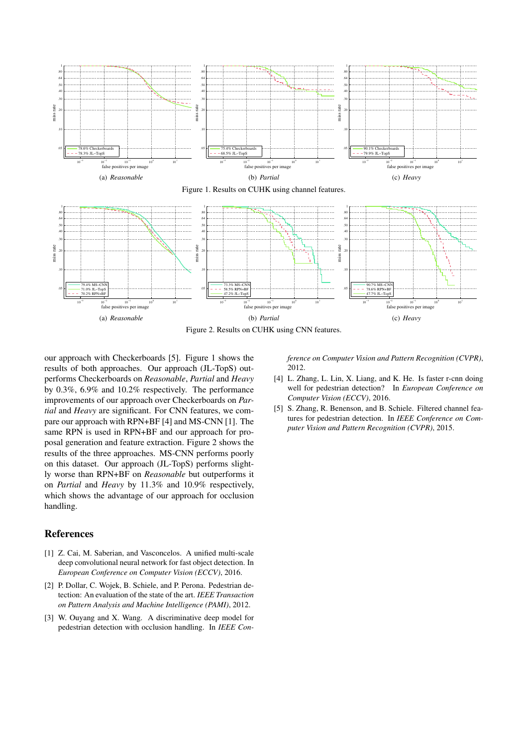1
.80
.64
.50
.40
.30
.20
.10
.05
miss rate
false positives per image
$10^{-3}$ $10^{-2}$ $10^{-1}$ $10^{0}$ $10^{1}$

78.6% Checkerboards
78.3% JL-TopS

(a) *Reasonable*

75.4% Checkerboards
68.5% JL-TopS

(b) *Partial*

90.1% Checkerboards
79.9% JL-TopS

(c) *Heavy*

Figure 1. Results on CUHK using channel features.

79.4% MS-CNN
71.0% JL-TopS
70.2% RPN+BF

(a) *Reasonable*

73.3% MS-CNN
58.5% RPN+BF
47.2% JL-TopS

(b) *Partial*

90.7% MS-CNN
78.6% RPN+BF
47.7% JL-TopS

(c) *Heavy*

Figure 2. Results on CUHK using CNN features.

our approach with Checkerboards [5]. Figure 1 shows the results of both approaches. Our approach (JL-TopS) outperforms Checkerboards on *Reasonable*, *Partial* and *Heavy* by 0.3%, 6.9% and 10.2% respectively. The performance improvements of our approach over Checkerboards on *Partial* and *Heavy* are significant. For CNN features, we compare our approach with RPN+BF [4] and MS-CNN [1]. The same RPN is used in RPN+BF and our approach for proposal generation and feature extraction. Figure 2 shows the results of the three approaches. MS-CNN performs poorly on this dataset. Our approach (JL-TopS) performs slightly worse than RPN+BF on *Reasonable* but outperforms it on *Partial* and *Heavy* by 11.3% and 10.9% respectively, which shows the advantage of our approach for occlusion handling.

## References

[1] Z. Cai, M. Saberian, and Vasconcelos. A unified multi-scale deep convolutional neural network for fast object detection. In *European Conference on Computer Vision (ECCV)*, 2016.

[2] P. Dollar, C. Wojek, B. Schiele, and P. Perona. Pedestrian detection: An evaluation of the state of the art. *IEEE Transaction on Pattern Analysis and Machine Intelligence (PAMI)*, 2012.

[3] W. Ouyang and X. Wang. A discriminative deep model for pedestrian detection with occlusion handling. In *IEEE Conference on Computer Vision and Pattern Recognition (CVPR)*, 2012.

[4] L. Zhang, L. Lin, X. Liang, and K. He. Is faster r-cnn doing well for pedestrian detection? In *European Conference on Computer Vision (ECCV)*, 2016.

[5] S. Zhang, R. Benenson, and B. Schiele. Filtered channel features for pedestrian detection. In *IEEE Conference on Computer Vision and Pattern Recognition (CVPR)*, 2015.